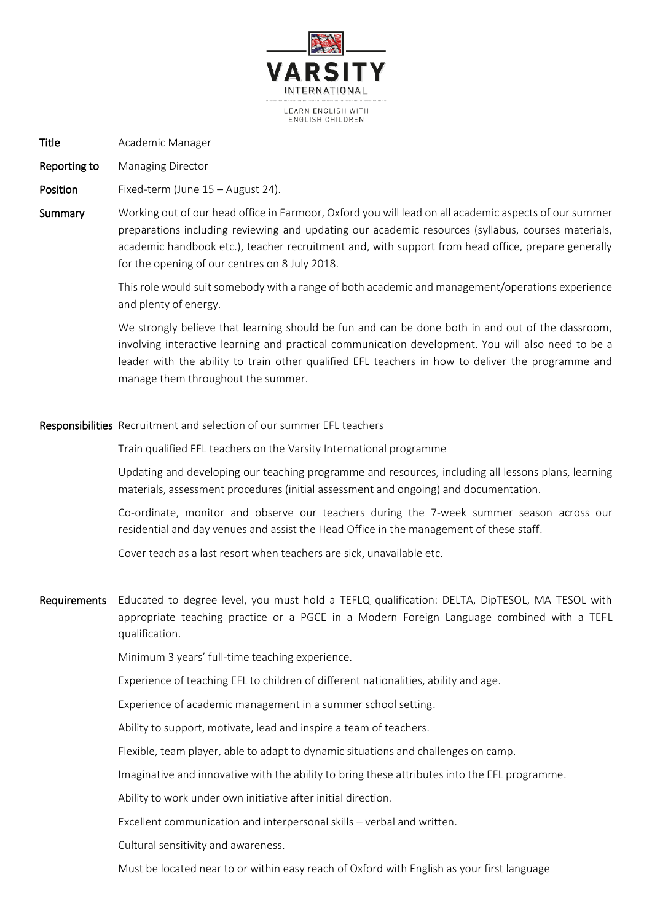**VARSITY**

INTERNATIONAL

LEARN ENGLISH WITH ENGLISH CHILDREN

**Title** Academic Manager

**Reporting to** Managing Director

**Position** Fixed-term (June 15 – August 24).

**Summary** Working out of our head office in Farmoor, Oxford you will lead on all academic aspects of our summer preparations including reviewing and updating our academic resources (syllabus, courses materials, academic handbook etc.), teacher recruitment and, with support from head office, prepare generally for the opening of our centres on 8 July 2018.

This role would suit somebody with a range of both academic and management/operations experience and plenty of energy.

We strongly believe that learning should be fun and can be done both in and out of the classroom, involving interactive learning and practical communication development. You will also need to be a leader with the ability to train other qualified EFL teachers in how to deliver the programme and manage them throughout the summer.

**Responsibilities** Recruitment and selection of our summer EFL teachers

Train qualified EFL teachers on the Varsity International programme

Updating and developing our teaching programme and resources, including all lessons plans, learning materials, assessment procedures (initial assessment and ongoing) and documentation.

Co-ordinate, monitor and observe our teachers during the 7-week summer season across our residential and day venues and assist the Head Office in the management of these staff.

Cover teach as a last resort when teachers are sick, unavailable etc.

**Requirements** Educated to degree level, you must hold a TEFLQ qualification: DELTA, DipTESOL, MA TESOL with appropriate teaching practice or a PGCE in a Modern Foreign Language combined with a TEFL qualification.

Minimum 3 years' full-time teaching experience.

Experience of teaching EFL to children of different nationalities, ability and age.

Experience of academic management in a summer school setting.

Ability to support, motivate, lead and inspire a team of teachers.

Flexible, team player, able to adapt to dynamic situations and challenges on camp.

Imaginative and innovative with the ability to bring these attributes into the EFL programme.

Ability to work under own initiative after initial direction.

Excellent communication and interpersonal skills – verbal and written.

Cultural sensitivity and awareness.

Must be located near to or within easy reach of Oxford with English as your first language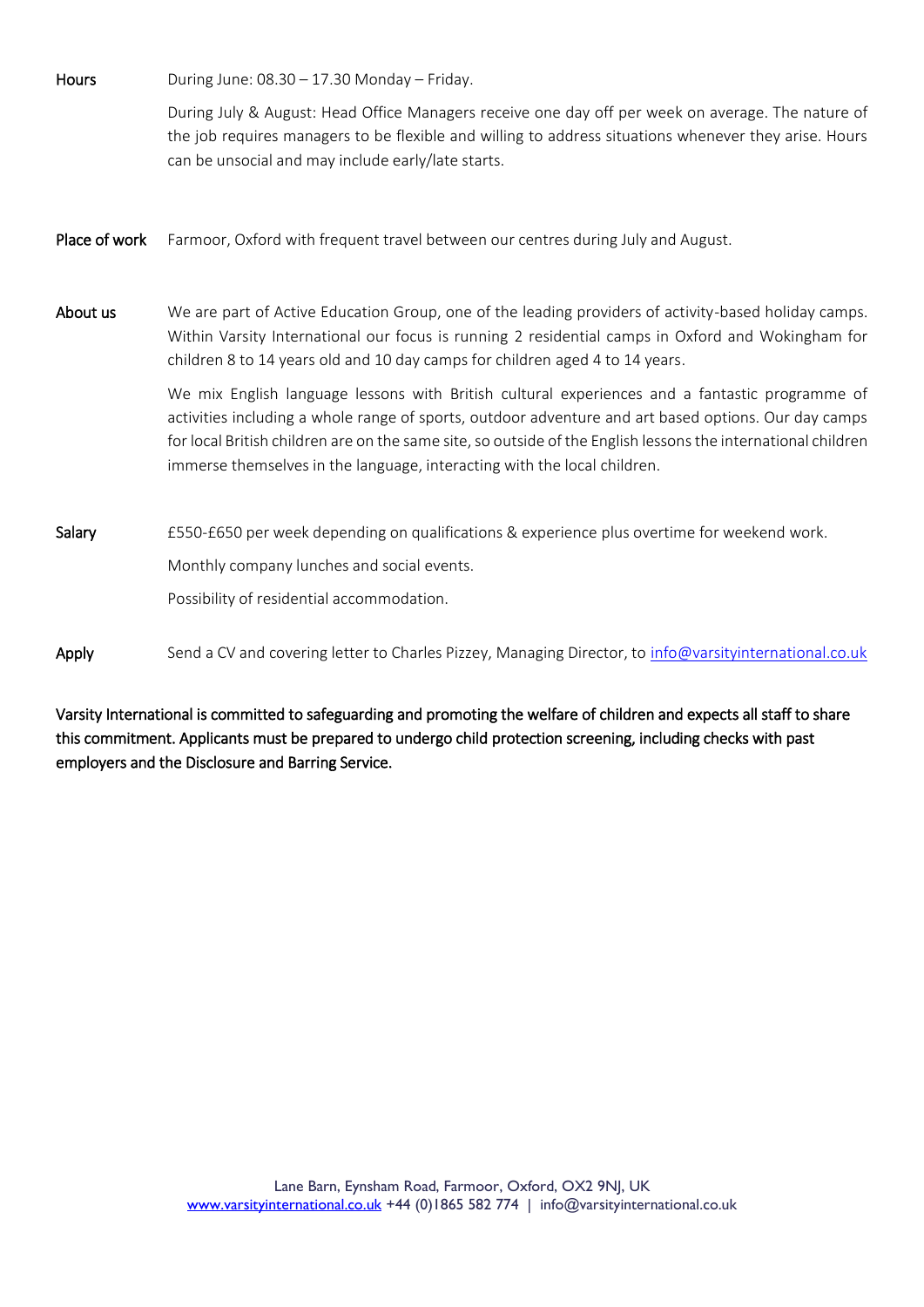**Hours** During June: 08.30 – 17.30 Monday – Friday.

During July & August: Head Office Managers receive one day off per week on average. The nature of the job requires managers to be flexible and willing to address situations whenever they arise. Hours can be unsocial and may include early/late starts.

**Place of work** Farmoor, Oxford with frequent travel between our centres during July and August.

**About us** We are part of Active Education Group, one of the leading providers of activity-based holiday camps. Within Varsity International our focus is running 2 residential camps in Oxford and Wokingham for children 8 to 14 years old and 10 day camps for children aged 4 to 14 years.

We mix English language lessons with British cultural experiences and a fantastic programme of activities including a whole range of sports, outdoor adventure and art based options. Our day camps for local British children are on the same site, so outside of the English lessons the international children immerse themselves in the language, interacting with the local children.

**Salary** £550-£650 per week depending on qualifications & experience plus overtime for weekend work.

Monthly company lunches and social events.

Possibility of residential accommodation.

**Apply** Send a CV and covering letter to Charles Pizzey, Managing Director, to info@varsityinternational.co.uk

**Varsity International is committed to safeguarding and promoting the welfare of children and expects all staff to share this commitment. Applicants must be prepared to undergo child protection screening, including checks with past employers and the Disclosure and Barring Service.**

Lane Barn, Eynsham Road, Farmoor, Oxford, OX2 9NJ, UK
www.varsityinternational.co.uk +44 (0)1865 582 774 | info@varsityinternational.co.uk